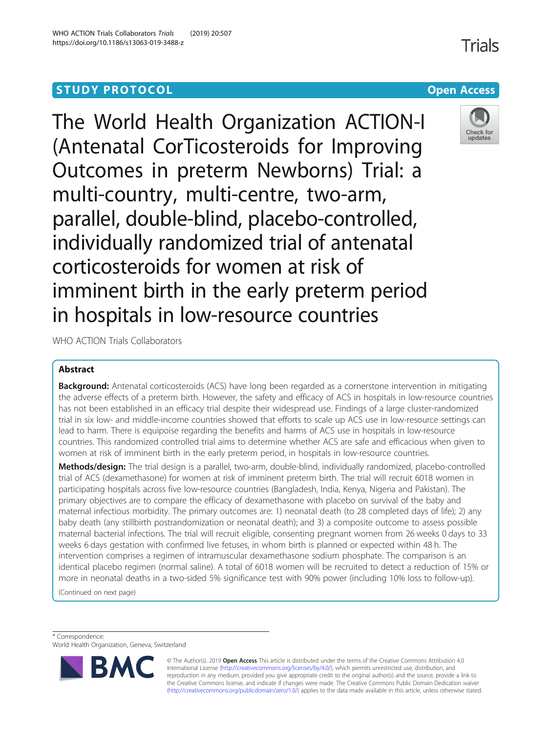STUDY PROTOCOL

Open Access

# The World Health Organization ACTION-I (Antenatal CorTicosteroids for Improving Outcomes in preterm Newborns) Trial: a multi-country, multi-centre, two-arm, parallel, double-blind, placebo-controlled, individually randomized trial of antenatal corticosteroids for women at risk of imminent birth in the early preterm period in hospitals in low-resource countries

WHO ACTION Trials Collaborators

## Abstract

**Background:** Antenatal corticosteroids (ACS) have long been regarded as a cornerstone intervention in mitigating the adverse effects of a preterm birth. However, the safety and efficacy of ACS in hospitals in low-resource countries has not been established in an efficacy trial despite their widespread use. Findings of a large cluster-randomized trial in six low- and middle-income countries showed that efforts to scale up ACS use in low-resource settings can lead to harm. There is equipoise regarding the benefits and harms of ACS use in hospitals in low-resource countries. This randomized controlled trial aims to determine whether ACS are safe and efficacious when given to women at risk of imminent birth in the early preterm period, in hospitals in low-resource countries.

**Methods/design:** The trial design is a parallel, two-arm, double-blind, individually randomized, placebo-controlled trial of ACS (dexamethasone) for women at risk of imminent preterm birth. The trial will recruit 6018 women in participating hospitals across five low-resource countries (Bangladesh, India, Kenya, Nigeria and Pakistan). The primary objectives are to compare the efficacy of dexamethasone with placebo on survival of the baby and maternal infectious morbidity. The primary outcomes are: 1) neonatal death (to 28 completed days of life); 2) any baby death (any stillbirth postrandomization or neonatal death); and 3) a composite outcome to assess possible maternal bacterial infections. The trial will recruit eligible, consenting pregnant women from 26 weeks 0 days to 33 weeks 6 days gestation with confirmed live fetuses, in whom birth is planned or expected within 48 h. The intervention comprises a regimen of intramuscular dexamethasone sodium phosphate. The comparison is an identical placebo regimen (normal saline). A total of 6018 women will be recruited to detect a reduction of 15% or more in neonatal deaths in a two-sided 5% significance test with 90% power (including 10% loss to follow-up).

(Continued on next page)

\* Correspondence:
World Health Organization, Geneva, Switzerland

© The Author(s). 2019 **Open Access** This article is distributed under the terms of the Creative Commons Attribution 4.0 International License (http://creativecommons.org/licenses/by/4.0/), which permits unrestricted use, distribution, and reproduction in any medium, provided you give appropriate credit to the original author(s) and the source, provide a link to the Creative Commons license, and indicate if changes were made. The Creative Commons Public Domain Dedication waiver (http://creativecommons.org/publicdomain/zero/1.0/) applies to the data made available in this article, unless otherwise stated.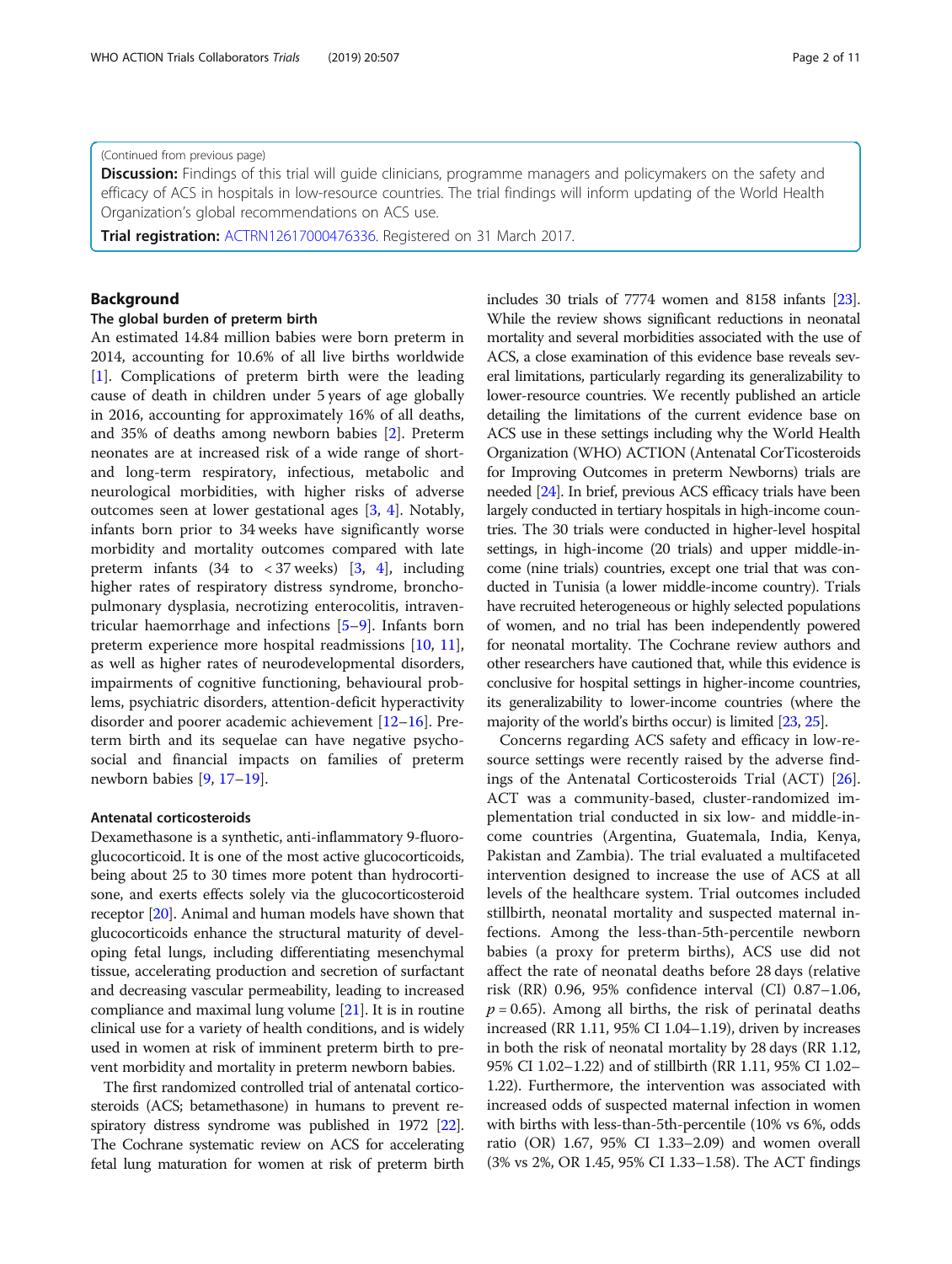(Continued from previous page)

**Discussion:** Findings of this trial will guide clinicians, programme managers and policymakers on the safety and efficacy of ACS in hospitals in low-resource countries. The trial findings will inform updating of the World Health Organization's global recommendations on ACS use.

**Trial registration:** ACTRN12617000476336. Registered on 31 March 2017.

## Background

### The global burden of preterm birth

An estimated 14.84 million babies were born preterm in 2014, accounting for 10.6% of all live births worldwide [1]. Complications of preterm birth were the leading cause of death in children under 5 years of age globally in 2016, accounting for approximately 16% of all deaths, and 35% of deaths among newborn babies [2]. Preterm neonates are at increased risk of a wide range of short- and long-term respiratory, infectious, metabolic and neurological morbidities, with higher risks of adverse outcomes seen at lower gestational ages [3, 4]. Notably, infants born prior to 34 weeks have significantly worse morbidity and mortality outcomes compared with late preterm infants (34 to < 37 weeks) [3, 4], including higher rates of respiratory distress syndrome, bronchopulmonary dysplasia, necrotizing enterocolitis, intraventricular haemorrhage and infections [5–9]. Infants born preterm experience more hospital readmissions [10, 11], as well as higher rates of neurodevelopmental disorders, impairments of cognitive functioning, behavioural problems, psychiatric disorders, attention-deficit hyperactivity disorder and poorer academic achievement [12–16]. Preterm birth and its sequelae can have negative psychosocial and financial impacts on families of preterm newborn babies [9, 17–19].

### Antenatal corticosteroids

Dexamethasone is a synthetic, anti-inflammatory 9-fluoroglucocorticoid. It is one of the most active glucocorticoids, being about 25 to 30 times more potent than hydrocortisone, and exerts effects solely via the glucocorticosteroid receptor [20]. Animal and human models have shown that glucocorticoids enhance the structural maturity of developing fetal lungs, including differentiating mesenchymal tissue, accelerating production and secretion of surfactant and decreasing vascular permeability, leading to increased compliance and maximal lung volume [21]. It is in routine clinical use for a variety of health conditions, and is widely used in women at risk of imminent preterm birth to prevent morbidity and mortality in preterm newborn babies.

The first randomized controlled trial of antenatal corticosteroids (ACS; betamethasone) in humans to prevent respiratory distress syndrome was published in 1972 [22]. The Cochrane systematic review on ACS for accelerating fetal lung maturation for women at risk of preterm birth includes 30 trials of 7774 women and 8158 infants [23]. While the review shows significant reductions in neonatal mortality and several morbidities associated with the use of ACS, a close examination of this evidence base reveals several limitations, particularly regarding its generalizability to lower-resource countries. We recently published an article detailing the limitations of the current evidence base on ACS use in these settings including why the World Health Organization (WHO) ACTION (Antenatal CorTicosteroids for Improving Outcomes in preterm Newborns) trials are needed [24]. In brief, previous ACS efficacy trials have been largely conducted in tertiary hospitals in high-income countries. The 30 trials were conducted in higher-level hospital settings, in high-income (20 trials) and upper middle-income (nine trials) countries, except one trial that was conducted in Tunisia (a lower middle-income country). Trials have recruited heterogeneous or highly selected populations of women, and no trial has been independently powered for neonatal mortality. The Cochrane review authors and other researchers have cautioned that, while this evidence is conclusive for hospital settings in higher-income countries, its generalizability to lower-income countries (where the majority of the world's births occur) is limited [23, 25].

Concerns regarding ACS safety and efficacy in low-resource settings were recently raised by the adverse findings of the Antenatal Corticosteroids Trial (ACT) [26]. ACT was a community-based, cluster-randomized implementation trial conducted in six low- and middle-income countries (Argentina, Guatemala, India, Kenya, Pakistan and Zambia). The trial evaluated a multifaceted intervention designed to increase the use of ACS at all levels of the healthcare system. Trial outcomes included stillbirth, neonatal mortality and suspected maternal infections. Among the less-than-5th-percentile newborn babies (a proxy for preterm births), ACS use did not affect the rate of neonatal deaths before 28 days (relative risk (RR) 0.96, 95% confidence interval (CI) 0.87–1.06, $p = 0.65$). Among all births, the risk of perinatal deaths increased (RR 1.11, 95% CI 1.04–1.19), driven by increases in both the risk of neonatal mortality by 28 days (RR 1.12, 95% CI 1.02–1.22) and of stillbirth (RR 1.11, 95% CI 1.02–1.22). Furthermore, the intervention was associated with increased odds of suspected maternal infection in women with births with less-than-5th-percentile (10% vs 6%, odds ratio (OR) 1.67, 95% CI 1.33–2.09) and women overall (3% vs 2%, OR 1.45, 95% CI 1.33–1.58). The ACT findings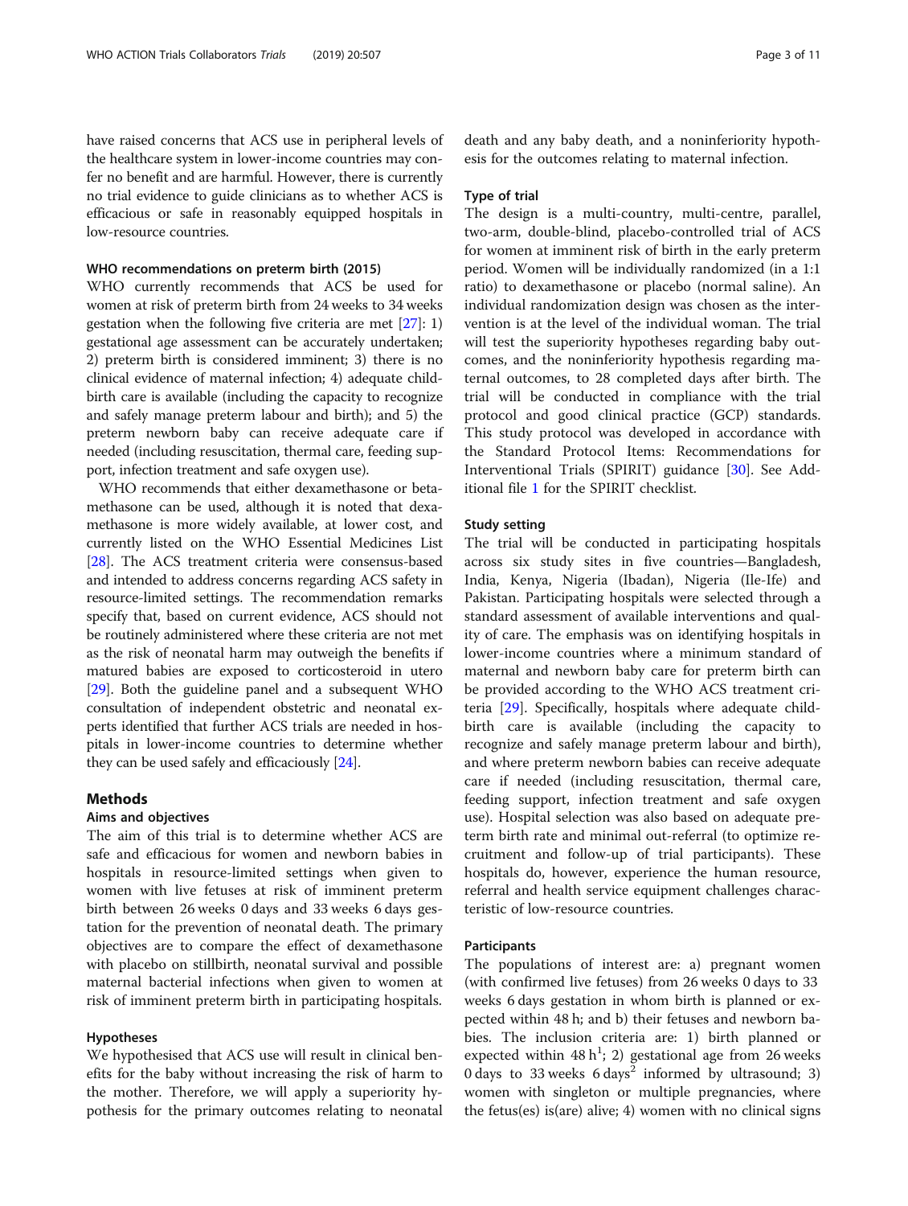have raised concerns that ACS use in peripheral levels of the healthcare system in lower-income countries may confer no benefit and are harmful. However, there is currently no trial evidence to guide clinicians as to whether ACS is efficacious or safe in reasonably equipped hospitals in low-resource countries.

### WHO recommendations on preterm birth (2015)

WHO currently recommends that ACS be used for women at risk of preterm birth from 24 weeks to 34 weeks gestation when the following five criteria are met [27]: 1) gestational age assessment can be accurately undertaken; 2) preterm birth is considered imminent; 3) there is no clinical evidence of maternal infection; 4) adequate childbirth care is available (including the capacity to recognize and safely manage preterm labour and birth); and 5) the preterm newborn baby can receive adequate care if needed (including resuscitation, thermal care, feeding support, infection treatment and safe oxygen use).

WHO recommends that either dexamethasone or betamethasone can be used, although it is noted that dexamethasone is more widely available, at lower cost, and currently listed on the WHO Essential Medicines List [28]. The ACS treatment criteria were consensus-based and intended to address concerns regarding ACS safety in resource-limited settings. The recommendation remarks specify that, based on current evidence, ACS should not be routinely administered where these criteria are not met as the risk of neonatal harm may outweigh the benefits if matured babies are exposed to corticosteroid in utero [29]. Both the guideline panel and a subsequent WHO consultation of independent obstetric and neonatal experts identified that further ACS trials are needed in hospitals in lower-income countries to determine whether they can be used safely and efficaciously [24].

## Methods

### Aims and objectives

The aim of this trial is to determine whether ACS are safe and efficacious for women and newborn babies in hospitals in resource-limited settings when given to women with live fetuses at risk of imminent preterm birth between 26 weeks 0 days and 33 weeks 6 days gestation for the prevention of neonatal death. The primary objectives are to compare the effect of dexamethasone with placebo on stillbirth, neonatal survival and possible maternal bacterial infections when given to women at risk of imminent preterm birth in participating hospitals.

### Hypotheses

We hypothesised that ACS use will result in clinical benefits for the baby without increasing the risk of harm to the mother. Therefore, we will apply a superiority hypothesis for the primary outcomes relating to neonatal death and any baby death, and a noninferiority hypothesis for the outcomes relating to maternal infection.

### Type of trial

The design is a multi-country, multi-centre, parallel, two-arm, double-blind, placebo-controlled trial of ACS for women at imminent risk of birth in the early preterm period. Women will be individually randomized (in a 1:1 ratio) to dexamethasone or placebo (normal saline). An individual randomization design was chosen as the intervention is at the level of the individual woman. The trial will test the superiority hypotheses regarding baby outcomes, and the noninferiority hypothesis regarding maternal outcomes, to 28 completed days after birth. The trial will be conducted in compliance with the trial protocol and good clinical practice (GCP) standards. This study protocol was developed in accordance with the Standard Protocol Items: Recommendations for Interventional Trials (SPIRIT) guidance [30]. See Additional file 1 for the SPIRIT checklist.

### Study setting

The trial will be conducted in participating hospitals across six study sites in five countries—Bangladesh, India, Kenya, Nigeria (Ibadan), Nigeria (Ile-Ife) and Pakistan. Participating hospitals were selected through a standard assessment of available interventions and quality of care. The emphasis was on identifying hospitals in lower-income countries where a minimum standard of maternal and newborn baby care for preterm birth can be provided according to the WHO ACS treatment criteria [29]. Specifically, hospitals where adequate childbirth care is available (including the capacity to recognize and safely manage preterm labour and birth), and where preterm newborn babies can receive adequate care if needed (including resuscitation, thermal care, feeding support, infection treatment and safe oxygen use). Hospital selection was also based on adequate preterm birth rate and minimal out-referral (to optimize recruitment and follow-up of trial participants). These hospitals do, however, experience the human resource, referral and health service equipment challenges characteristic of low-resource countries.

### Participants

The populations of interest are: a) pregnant women (with confirmed live fetuses) from 26 weeks 0 days to 33 weeks 6 days gestation in whom birth is planned or expected within 48 h; and b) their fetuses and newborn babies. The inclusion criteria are: 1) birth planned or expected within 48 h[1]; 2) gestational age from 26 weeks 0 days to 33 weeks 6 days[2] informed by ultrasound; 3) women with singleton or multiple pregnancies, where the fetus(es) is(are) alive; 4) women with no clinical signs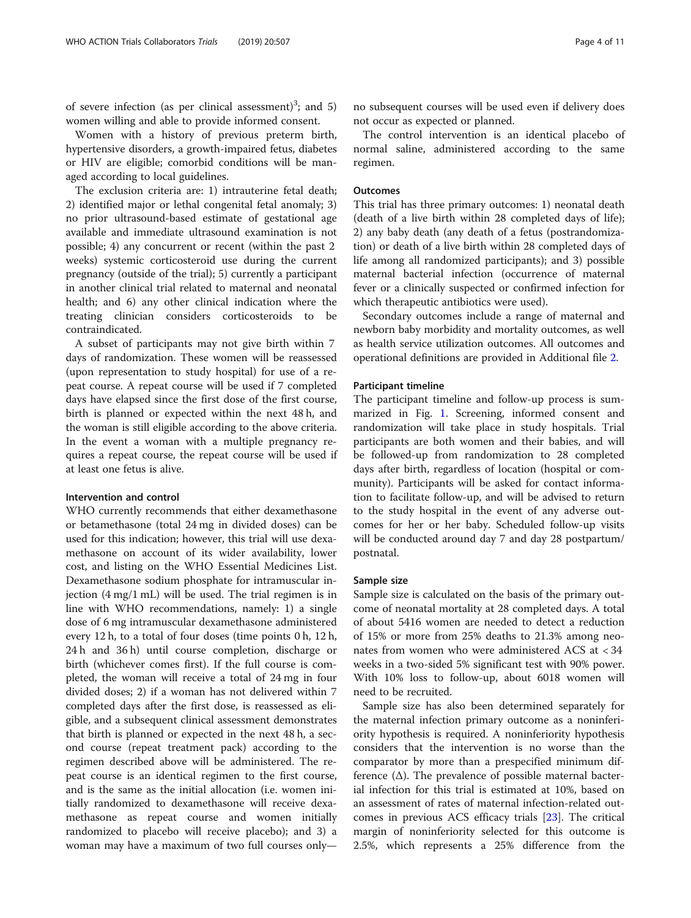of severe infection (as per clinical assessment)[3]; and 5) women willing and able to provide informed consent.

Women with a history of previous preterm birth, hypertensive disorders, a growth-impaired fetus, diabetes or HIV are eligible; comorbid conditions will be managed according to local guidelines.

The exclusion criteria are: 1) intrauterine fetal death; 2) identified major or lethal congenital fetal anomaly; 3) no prior ultrasound-based estimate of gestational age available and immediate ultrasound examination is not possible; 4) any concurrent or recent (within the past 2 weeks) systemic corticosteroid use during the current pregnancy (outside of the trial); 5) currently a participant in another clinical trial related to maternal and neonatal health; and 6) any other clinical indication where the treating clinician considers corticosteroids to be contraindicated.

A subset of participants may not give birth within 7 days of randomization. These women will be reassessed (upon representation to study hospital) for use of a repeat course. A repeat course will be used if 7 completed days have elapsed since the first dose of the first course, birth is planned or expected within the next 48 h, and the woman is still eligible according to the above criteria. In the event a woman with a multiple pregnancy requires a repeat course, the repeat course will be used if at least one fetus is alive.

### Intervention and control

WHO currently recommends that either dexamethasone or betamethasone (total 24 mg in divided doses) can be used for this indication; however, this trial will use dexamethasone on account of its wider availability, lower cost, and listing on the WHO Essential Medicines List. Dexamethasone sodium phosphate for intramuscular injection (4 mg/1 mL) will be used. The trial regimen is in line with WHO recommendations, namely: 1) a single dose of 6 mg intramuscular dexamethasone administered every 12 h, to a total of four doses (time points 0 h, 12 h, 24 h and 36 h) until course completion, discharge or birth (whichever comes first). If the full course is completed, the woman will receive a total of 24 mg in four divided doses; 2) if a woman has not delivered within 7 completed days after the first dose, is reassessed as eligible, and a subsequent clinical assessment demonstrates that birth is planned or expected in the next 48 h, a second course (repeat treatment pack) according to the regimen described above will be administered. The repeat course is an identical regimen to the first course, and is the same as the initial allocation (i.e. women initially randomized to dexamethasone will receive dexamethasone as repeat course and women initially randomized to placebo will receive placebo); and 3) a woman may have a maximum of two full courses only—no subsequent courses will be used even if delivery does not occur as expected or planned.

The control intervention is an identical placebo of normal saline, administered according to the same regimen.

### Outcomes

This trial has three primary outcomes: 1) neonatal death (death of a live birth within 28 completed days of life); 2) any baby death (any death of a fetus (postrandomization) or death of a live birth within 28 completed days of life among all randomized participants); and 3) possible maternal bacterial infection (occurrence of maternal fever or a clinically suspected or confirmed infection for which therapeutic antibiotics were used).

Secondary outcomes include a range of maternal and newborn baby morbidity and mortality outcomes, as well as health service utilization outcomes. All outcomes and operational definitions are provided in Additional file 2.

### Participant timeline

The participant timeline and follow-up process is summarized in Fig. 1. Screening, informed consent and randomization will take place in study hospitals. Trial participants are both women and their babies, and will be followed-up from randomization to 28 completed days after birth, regardless of location (hospital or community). Participants will be asked for contact information to facilitate follow-up, and will be advised to return to the study hospital in the event of any adverse outcomes for her or her baby. Scheduled follow-up visits will be conducted around day 7 and day 28 postpartum/postnatal.

### Sample size

Sample size is calculated on the basis of the primary outcome of neonatal mortality at 28 completed days. A total of about 5416 women are needed to detect a reduction of 15% or more from 25% deaths to 21.3% among neonates from women who were administered ACS at < 34 weeks in a two-sided 5% significant test with 90% power. With 10% loss to follow-up, about 6018 women will need to be recruited.

Sample size has also been determined separately for the maternal infection primary outcome as a noninferiority hypothesis is required. A noninferiority hypothesis considers that the intervention is no worse than the comparator by more than a prespecified minimum difference (Δ). The prevalence of possible maternal bacterial infection for this trial is estimated at 10%, based on an assessment of rates of maternal infection-related outcomes in previous ACS efficacy trials [23]. The critical margin of noninferiority selected for this outcome is 2.5%, which represents a 25% difference from the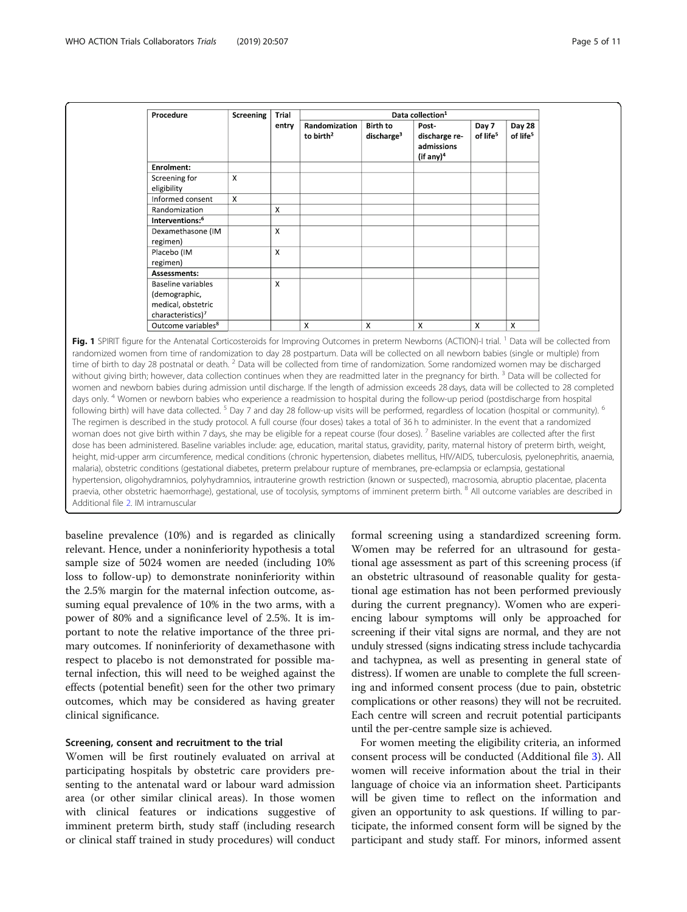| Procedure | Screening | Trial entry | Data collection[1] | | | | |
|---|---|---|---|---|---|---|---|
| | | | Randomization to birth[2] | Birth to discharge[3] | Post-discharge re-admissions (if any)[4] | Day 7 of life[5] | Day 28 of life[5] |
| **Enrolment:** | | | | | | | |
| Screening for eligibility | X | | | | | | |
| Informed consent | X | | | | | | |
| Randomization | | X | | | | | |
| **Interventions:**[6] | | | | | | | |
| Dexamethasone (IM regimen) | | X | | | | | |
| Placebo (IM regimen) | | X | | | | | |
| **Assessments:** | | | | | | | |
| Baseline variables (demographic, medical, obstetric characteristics)[7] | | X | | | | | |
| Outcome variables[8] | | | X | X | X | X | X |

**Fig. 1** SPIRIT figure for the Antenatal Corticosteroids for Improving Outcomes in preterm Newborns (ACTION)-I trial. [1] Data will be collected from randomized women from time of randomization to day 28 postpartum. Data will be collected on all newborn babies (single or multiple) from time of birth to day 28 postnatal or death. [2] Data will be collected from time of randomization. Some randomized women may be discharged without giving birth; however, data collection continues when they are readmitted later in the pregnancy for birth. [3] Data will be collected for women and newborn babies during admission until discharge. If the length of admission exceeds 28 days, data will be collected to 28 completed days only. [4] Women or newborn babies who experience a readmission to hospital during the follow-up period (postdischarge from hospital following birth) will have data collected. [5] Day 7 and day 28 follow-up visits will be performed, regardless of location (hospital or community). [6] The regimen is described in the study protocol. A full course (four doses) takes a total of 36 h to administer. In the event that a randomized woman does not give birth within 7 days, she may be eligible for a repeat course (four doses). [7] Baseline variables are collected after the first dose has been administered. Baseline variables include: age, education, marital status, gravidity, parity, maternal history of preterm birth, weight, height, mid-upper arm circumference, medical conditions (chronic hypertension, diabetes mellitus, HIV/AIDS, tuberculosis, pyelonephritis, anaemia, malaria), obstetric conditions (gestational diabetes, preterm prelabour rupture of membranes, pre-eclampsia or eclampsia, gestational hypertension, oligohydramnios, polyhydramnios, intrauterine growth restriction (known or suspected), macrosomia, abruptio placentae, placenta praevia, other obstetric haemorrhage), gestational, use of tocolysis, symptoms of imminent preterm birth. [8] All outcome variables are described in Additional file 2. IM intramuscular

baseline prevalence (10%) and is regarded as clinically relevant. Hence, under a noninferiority hypothesis a total sample size of 5024 women are needed (including 10% loss to follow-up) to demonstrate noninferiority within the 2.5% margin for the maternal infection outcome, assuming equal prevalence of 10% in the two arms, with a power of 80% and a significance level of 2.5%. It is important to note the relative importance of the three primary outcomes. If noninferiority of dexamethasone with respect to placebo is not demonstrated for possible maternal infection, this will need to be weighed against the effects (potential benefit) seen for the other two primary outcomes, which may be considered as having greater clinical significance.

### Screening, consent and recruitment to the trial

Women will be first routinely evaluated on arrival at participating hospitals by obstetric care providers presenting to the antenatal ward or labour ward admission area (or other similar clinical areas). In those women with clinical features or indications suggestive of imminent preterm birth, study staff (including research or clinical staff trained in study procedures) will conduct formal screening using a standardized screening form. Women may be referred for an ultrasound for gestational age assessment as part of this screening process (if an obstetric ultrasound of reasonable quality for gestational age estimation has not been performed previously during the current pregnancy). Women who are experiencing labour symptoms will only be approached for screening if their vital signs are normal, and they are not unduly stressed (signs indicating stress include tachycardia and tachypnea, as well as presenting in general state of distress). If women are unable to complete the full screening and informed consent process (due to pain, obstetric complications or other reasons) they will not be recruited. Each centre will screen and recruit potential participants until the per-centre sample size is achieved.

For women meeting the eligibility criteria, an informed consent process will be conducted (Additional file 3). All women will receive information about the trial in their language of choice via an information sheet. Participants will be given time to reflect on the information and given an opportunity to ask questions. If willing to participate, the informed consent form will be signed by the participant and study staff. For minors, informed assent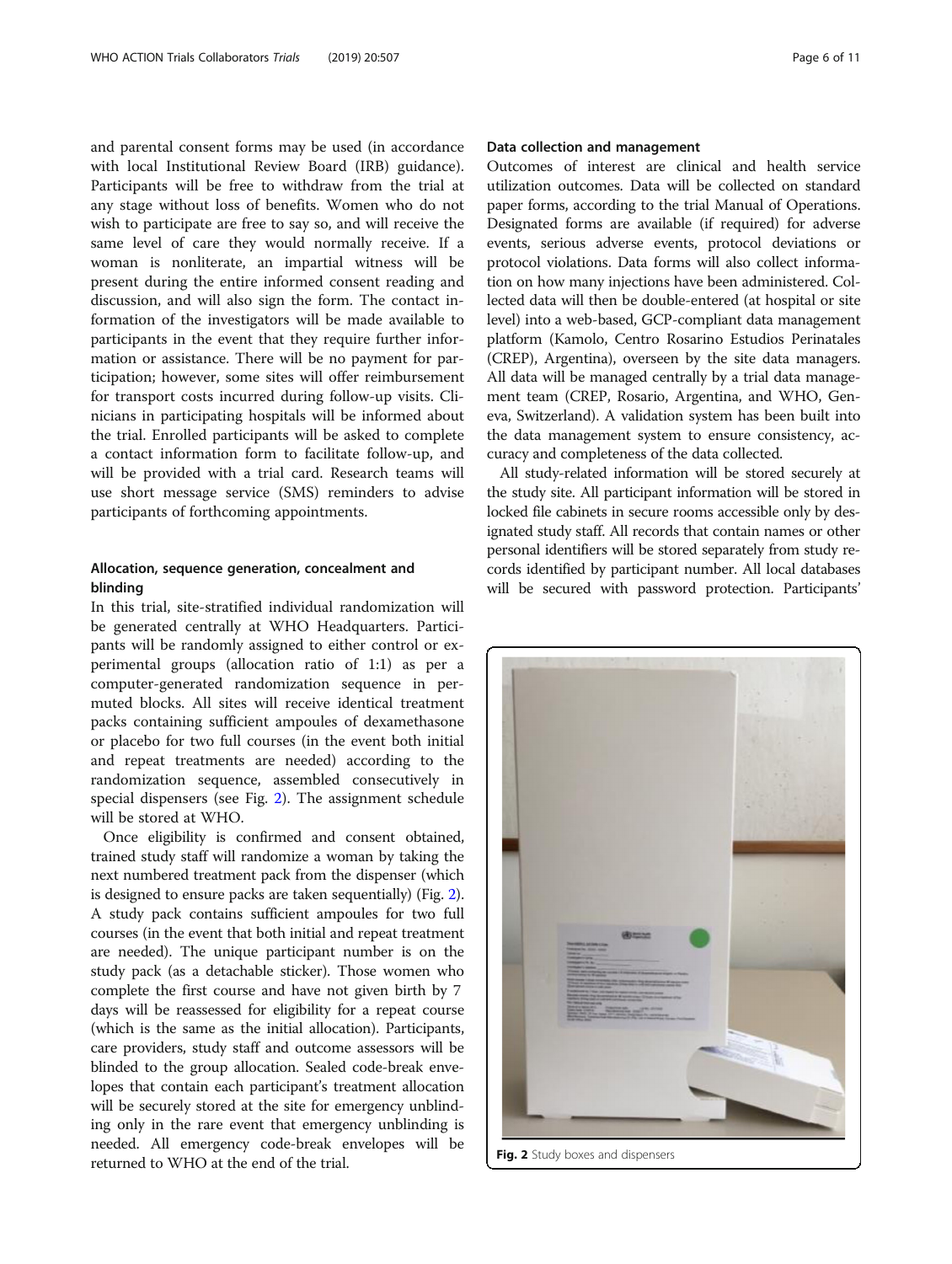and parental consent forms may be used (in accordance with local Institutional Review Board (IRB) guidance). Participants will be free to withdraw from the trial at any stage without loss of benefits. Women who do not wish to participate are free to say so, and will receive the same level of care they would normally receive. If a woman is nonliterate, an impartial witness will be present during the entire informed consent reading and discussion, and will also sign the form. The contact information of the investigators will be made available to participants in the event that they require further information or assistance. There will be no payment for participation; however, some sites will offer reimbursement for transport costs incurred during follow-up visits. Clinicians in participating hospitals will be informed about the trial. Enrolled participants will be asked to complete a contact information form to facilitate follow-up, and will be provided with a trial card. Research teams will use short message service (SMS) reminders to advise participants of forthcoming appointments.

### Allocation, sequence generation, concealment and blinding

In this trial, site-stratified individual randomization will be generated centrally at WHO Headquarters. Participants will be randomly assigned to either control or experimental groups (allocation ratio of 1:1) as per a computer-generated randomization sequence in permuted blocks. All sites will receive identical treatment packs containing sufficient ampoules of dexamethasone or placebo for two full courses (in the event both initial and repeat treatments are needed) according to the randomization sequence, assembled consecutively in special dispensers (see Fig. 2). The assignment schedule will be stored at WHO.

Once eligibility is confirmed and consent obtained, trained study staff will randomize a woman by taking the next numbered treatment pack from the dispenser (which is designed to ensure packs are taken sequentially) (Fig. 2). A study pack contains sufficient ampoules for two full courses (in the event that both initial and repeat treatment are needed). The unique participant number is on the study pack (as a detachable sticker). Those women who complete the first course and have not given birth by 7 days will be reassessed for eligibility for a repeat course (which is the same as the initial allocation). Participants, care providers, study staff and outcome assessors will be blinded to the group allocation. Sealed code-break envelopes that contain each participant's treatment allocation will be securely stored at the site for emergency unblinding only in the rare event that emergency unblinding is needed. All emergency code-break envelopes will be returned to WHO at the end of the trial.

### Data collection and management

Outcomes of interest are clinical and health service utilization outcomes. Data will be collected on standard paper forms, according to the trial Manual of Operations. Designated forms are available (if required) for adverse events, serious adverse events, protocol deviations or protocol violations. Data forms will also collect information on how many injections have been administered. Collected data will then be double-entered (at hospital or site level) into a web-based, GCP-compliant data management platform (Kamolo, Centro Rosarino Estudios Perinatales (CREP), Argentina), overseen by the site data managers. All data will be managed centrally by a trial data management team (CREP, Rosario, Argentina, and WHO, Geneva, Switzerland). A validation system has been built into the data management system to ensure consistency, accuracy and completeness of the data collected.

All study-related information will be stored securely at the study site. All participant information will be stored in locked file cabinets in secure rooms accessible only by designated study staff. All records that contain names or other personal identifiers will be stored separately from study records identified by participant number. All local databases will be secured with password protection. Participants'

**Fig. 2** Study boxes and dispensers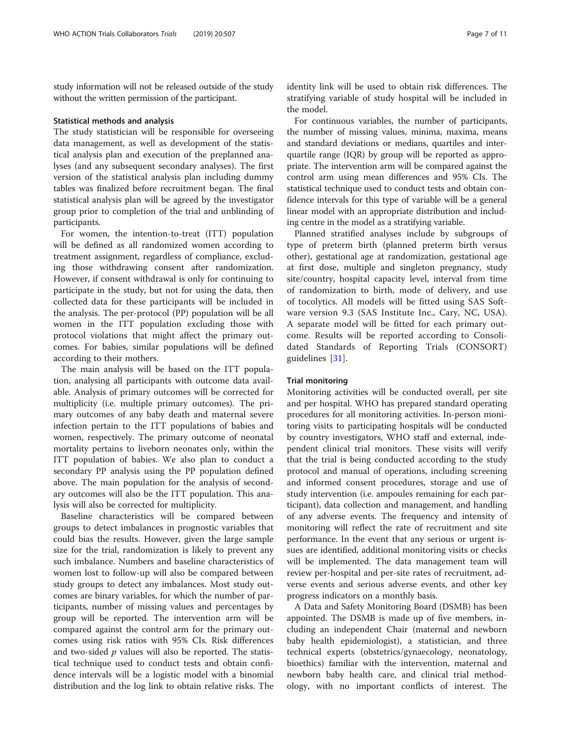study information will not be released outside of the study without the written permission of the participant.

### Statistical methods and analysis

The study statistician will be responsible for overseeing data management, as well as development of the statistical analysis plan and execution of the preplanned analyses (and any subsequent secondary analyses). The first version of the statistical analysis plan including dummy tables was finalized before recruitment began. The final statistical analysis plan will be agreed by the investigator group prior to completion of the trial and unblinding of participants.

For women, the intention-to-treat (ITT) population will be defined as all randomized women according to treatment assignment, regardless of compliance, excluding those withdrawing consent after randomization. However, if consent withdrawal is only for continuing to participate in the study, but not for using the data, then collected data for these participants will be included in the analysis. The per-protocol (PP) population will be all women in the ITT population excluding those with protocol violations that might affect the primary outcomes. For babies, similar populations will be defined according to their mothers.

The main analysis will be based on the ITT population, analysing all participants with outcome data available. Analysis of primary outcomes will be corrected for multiplicity (i.e. multiple primary outcomes). The primary outcomes of any baby death and maternal severe infection pertain to the ITT populations of babies and women, respectively. The primary outcome of neonatal mortality pertains to liveborn neonates only, within the ITT population of babies. We also plan to conduct a secondary PP analysis using the PP population defined above. The main population for the analysis of secondary outcomes will also be the ITT population. This analysis will also be corrected for multiplicity.

Baseline characteristics will be compared between groups to detect imbalances in prognostic variables that could bias the results. However, given the large sample size for the trial, randomization is likely to prevent any such imbalance. Numbers and baseline characteristics of women lost to follow-up will also be compared between study groups to detect any imbalances. Most study outcomes are binary variables, for which the number of participants, number of missing values and percentages by group will be reported. The intervention arm will be compared against the control arm for the primary outcomes using risk ratios with 95% CIs. Risk differences and two-sided $p$ values will also be reported. The statistical technique used to conduct tests and obtain confidence intervals will be a logistic model with a binomial distribution and the log link to obtain relative risks. The identity link will be used to obtain risk differences. The stratifying variable of study hospital will be included in the model.

For continuous variables, the number of participants, the number of missing values, minima, maxima, means and standard deviations or medians, quartiles and interquartile range (IQR) by group will be reported as appropriate. The intervention arm will be compared against the control arm using mean differences and 95% CIs. The statistical technique used to conduct tests and obtain confidence intervals for this type of variable will be a general linear model with an appropriate distribution and including centre in the model as a stratifying variable.

Planned stratified analyses include by subgroups of type of preterm birth (planned preterm birth versus other), gestational age at randomization, gestational age at first dose, multiple and singleton pregnancy, study site/country, hospital capacity level, interval from time of randomization to birth, mode of delivery, and use of tocolytics. All models will be fitted using SAS Software version 9.3 (SAS Institute Inc., Cary, NC, USA). A separate model will be fitted for each primary outcome. Results will be reported according to Consolidated Standards of Reporting Trials (CONSORT) guidelines [31].

### Trial monitoring

Monitoring activities will be conducted overall, per site and per hospital. WHO has prepared standard operating procedures for all monitoring activities. In-person monitoring visits to participating hospitals will be conducted by country investigators, WHO staff and external, independent clinical trial monitors. These visits will verify that the trial is being conducted according to the study protocol and manual of operations, including screening and informed consent procedures, storage and use of study intervention (i.e. ampoules remaining for each participant), data collection and management, and handling of any adverse events. The frequency and intensity of monitoring will reflect the rate of recruitment and site performance. In the event that any serious or urgent issues are identified, additional monitoring visits or checks will be implemented. The data management team will review per-hospital and per-site rates of recruitment, adverse events and serious adverse events, and other key progress indicators on a monthly basis.

A Data and Safety Monitoring Board (DSMB) has been appointed. The DSMB is made up of five members, including an independent Chair (maternal and newborn baby health epidemiologist), a statistician, and three technical experts (obstetrics/gynaecology, neonatology, bioethics) familiar with the intervention, maternal and newborn baby health care, and clinical trial methodology, with no important conflicts of interest. The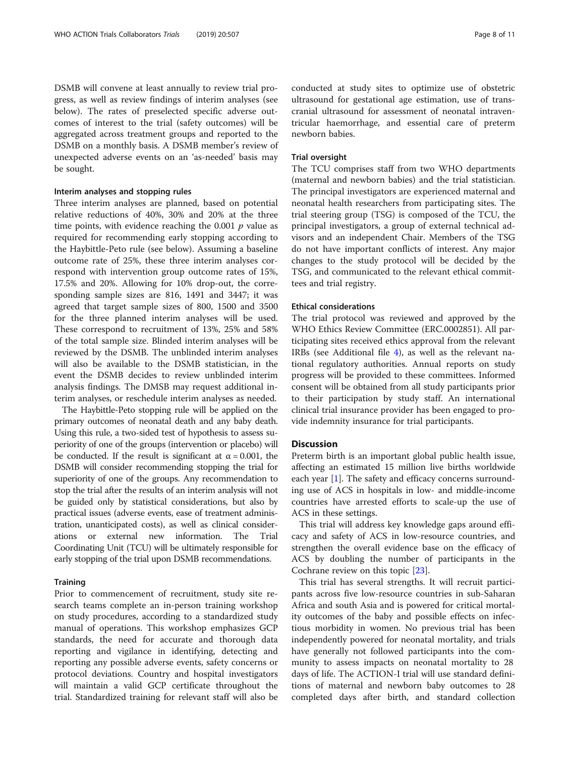DSMB will convene at least annually to review trial progress, as well as review findings of interim analyses (see below). The rates of preselected specific adverse outcomes of interest to the trial (safety outcomes) will be aggregated across treatment groups and reported to the DSMB on a monthly basis. A DSMB member's review of unexpected adverse events on an 'as-needed' basis may be sought.

### Interim analyses and stopping rules

Three interim analyses are planned, based on potential relative reductions of 40%, 30% and 20% at the three time points, with evidence reaching the 0.001 $p$ value as required for recommending early stopping according to the Haybittle-Peto rule (see below). Assuming a baseline outcome rate of 25%, these three interim analyses correspond with intervention group outcome rates of 15%, 17.5% and 20%. Allowing for 10% drop-out, the corresponding sample sizes are 816, 1491 and 3447; it was agreed that target sample sizes of 800, 1500 and 3500 for the three planned interim analyses will be used. These correspond to recruitment of 13%, 25% and 58% of the total sample size. Blinded interim analyses will be reviewed by the DSMB. The unblinded interim analyses will also be available to the DSMB statistician, in the event the DSMB decides to review unblinded interim analysis findings. The DMSB may request additional interim analyses, or reschedule interim analyses as needed.

The Haybittle-Peto stopping rule will be applied on the primary outcomes of neonatal death and any baby death. Using this rule, a two-sided test of hypothesis to assess superiority of one of the groups (intervention or placebo) will be conducted. If the result is significant at $\alpha = 0.001$, the DSMB will consider recommending stopping the trial for superiority of one of the groups. Any recommendation to stop the trial after the results of an interim analysis will not be guided only by statistical considerations, but also by practical issues (adverse events, ease of treatment administration, unanticipated costs), as well as clinical considerations or external new information. The Trial Coordinating Unit (TCU) will be ultimately responsible for early stopping of the trial upon DSMB recommendations.

### Training

Prior to commencement of recruitment, study site research teams complete an in-person training workshop on study procedures, according to a standardized study manual of operations. This workshop emphasizes GCP standards, the need for accurate and thorough data reporting and vigilance in identifying, detecting and reporting any possible adverse events, safety concerns or protocol deviations. Country and hospital investigators will maintain a valid GCP certificate throughout the trial. Standardized training for relevant staff will also be conducted at study sites to optimize use of obstetric ultrasound for gestational age estimation, use of transcranial ultrasound for assessment of neonatal intraventricular haemorrhage, and essential care of preterm newborn babies.

### Trial oversight

The TCU comprises staff from two WHO departments (maternal and newborn babies) and the trial statistician. The principal investigators are experienced maternal and neonatal health researchers from participating sites. The trial steering group (TSG) is composed of the TCU, the principal investigators, a group of external technical advisors and an independent Chair. Members of the TSG do not have important conflicts of interest. Any major changes to the study protocol will be decided by the TSG, and communicated to the relevant ethical committees and trial registry.

### Ethical considerations

The trial protocol was reviewed and approved by the WHO Ethics Review Committee (ERC.0002851). All participating sites received ethics approval from the relevant IRBs (see Additional file 4), as well as the relevant national regulatory authorities. Annual reports on study progress will be provided to these committees. Informed consent will be obtained from all study participants prior to their participation by study staff. An international clinical trial insurance provider has been engaged to provide indemnity insurance for trial participants.

## Discussion

Preterm birth is an important global public health issue, affecting an estimated 15 million live births worldwide each year [1]. The safety and efficacy concerns surrounding use of ACS in hospitals in low- and middle-income countries have arrested efforts to scale-up the use of ACS in these settings.

This trial will address key knowledge gaps around efficacy and safety of ACS in low-resource countries, and strengthen the overall evidence base on the efficacy of ACS by doubling the number of participants in the Cochrane review on this topic [23].

This trial has several strengths. It will recruit participants across five low-resource countries in sub-Saharan Africa and south Asia and is powered for critical mortality outcomes of the baby and possible effects on infectious morbidity in women. No previous trial has been independently powered for neonatal mortality, and trials have generally not followed participants into the community to assess impacts on neonatal mortality to 28 days of life. The ACTION-I trial will use standard definitions of maternal and newborn baby outcomes to 28 completed days after birth, and standard collection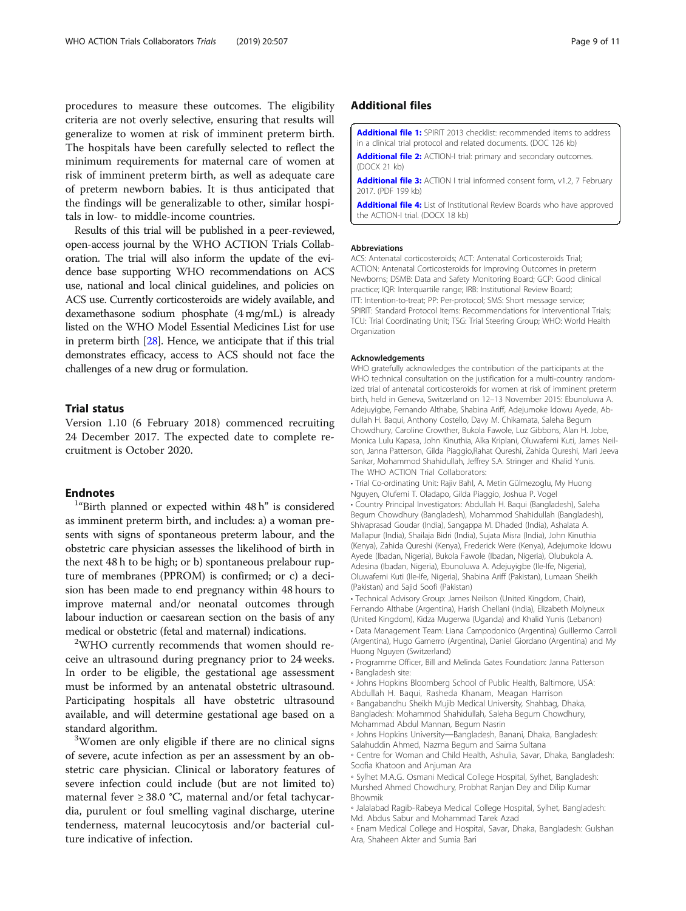procedures to measure these outcomes. The eligibility criteria are not overly selective, ensuring that results will generalize to women at risk of imminent preterm birth. The hospitals have been carefully selected to reflect the minimum requirements for maternal care of women at risk of imminent preterm birth, as well as adequate care of preterm newborn babies. It is thus anticipated that the findings will be generalizable to other, similar hospitals in low- to middle-income countries.

Results of this trial will be published in a peer-reviewed, open-access journal by the WHO ACTION Trials Collaboration. The trial will also inform the update of the evidence base supporting WHO recommendations on ACS use, national and local clinical guidelines, and policies on ACS use. Currently corticosteroids are widely available, and dexamethasone sodium phosphate (4 mg/mL) is already listed on the WHO Model Essential Medicines List for use in preterm birth [28]. Hence, we anticipate that if this trial demonstrates efficacy, access to ACS should not face the challenges of a new drug or formulation.

## Trial status

Version 1.10 (6 February 2018) commenced recruiting 24 December 2017. The expected date to complete recruitment is October 2020.

## Endnotes

[1]"Birth planned or expected within 48 h" is considered as imminent preterm birth, and includes: a) a woman presents with signs of spontaneous preterm labour, and the obstetric care physician assesses the likelihood of birth in the next 48 h to be high; or b) spontaneous prelabour rupture of membranes (PPROM) is confirmed; or c) a decision has been made to end pregnancy within 48 hours to improve maternal and/or neonatal outcomes through labour induction or caesarean section on the basis of any medical or obstetric (fetal and maternal) indications.

[2]WHO currently recommends that women should receive an ultrasound during pregnancy prior to 24 weeks. In order to be eligible, the gestational age assessment must be informed by an antenatal obstetric ultrasound. Participating hospitals all have obstetric ultrasound available, and will determine gestational age based on a standard algorithm.

[3]Women are only eligible if there are no clinical signs of severe, acute infection as per an assessment by an obstetric care physician. Clinical or laboratory features of severe infection could include (but are not limited to) maternal fever ≥ 38.0 °C, maternal and/or fetal tachycardia, purulent or foul smelling vaginal discharge, uterine tenderness, maternal leucocytosis and/or bacterial culture indicative of infection.

## Additional files

**Additional file 1:** SPIRIT 2013 checklist: recommended items to address in a clinical trial protocol and related documents. (DOC 126 kb)

**Additional file 2:** ACTION-I trial: primary and secondary outcomes. (DOCX 21 kb)

**Additional file 3:** ACTION I trial informed consent form, v1.2, 7 February 2017. (PDF 199 kb)

**Additional file 4:** List of Institutional Review Boards who have approved the ACTION-I trial. (DOCX 18 kb)

#### Abbreviations

ACS: Antenatal corticosteroids; ACT: Antenatal Corticosteroids Trial; ACTION: Antenatal Corticosteroids for Improving Outcomes in preterm Newborns; DSMB: Data and Safety Monitoring Board; GCP: Good clinical practice; IQR: Interquartile range; IRB: Institutional Review Board; ITT: Intention-to-treat; PP: Per-protocol; SMS: Short message service; SPIRIT: Standard Protocol Items: Recommendations for Interventional Trials; TCU: Trial Coordinating Unit; TSG: Trial Steering Group; WHO: World Health Organization

#### Acknowledgements

WHO gratefully acknowledges the contribution of the participants at the WHO technical consultation on the justification for a multi-country randomized trial of antenatal corticosteroids for women at risk of imminent preterm birth, held in Geneva, Switzerland on 12–13 November 2015: Ebunoluwa A. Adejuyigbe, Fernando Althabe, Shabina Ariff, Adejumoke Idowu Ayede, Abdullah H. Baqui, Anthony Costello, Davy M. Chikamata, Saleha Begum Chowdhury, Caroline Crowther, Bukola Fawole, Luz Gibbons, Alan H. Jobe, Monica Lulu Kapasa, John Kinuthia, Alka Kriplani, Oluwafemi Kuti, James Neilson, Janna Patterson, Gilda Piaggio,Rahat Qureshi, Zahida Qureshi, Mari Jeeva Sankar, Mohammod Shahidullah, Jeffrey S.A. Stringer and Khalid Yunis.

The WHO ACTION Trial Collaborators:

- Trial Co-ordinating Unit: Rajiv Bahl, A. Metin Gülmezoglu, My Huong Nguyen, Olufemi T. Oladapo, Gilda Piaggio, Joshua P. Vogel
- Country Principal Investigators: Abdullah H. Baqui (Bangladesh), Saleha Begum Chowdhury (Bangladesh), Mohammod Shahidullah (Bangladesh), Shivaprasad Goudar (India), Sangappa M. Dhaded (India), Ashalata A. Mallapur (India), Shailaja Bidri (India), Sujata Misra (India), John Kinuthia (Kenya), Zahida Qureshi (Kenya), Frederick Were (Kenya), Adejumoke Idowu Ayede (Ibadan, Nigeria), Bukola Fawole (Ibadan, Nigeria), Olubukola A. Adesina (Ibadan, Nigeria), Ebunoluwa A. Adejuyigbe (Ile-Ife, Nigeria), Oluwafemi Kuti (Ile-Ife, Nigeria), Shabina Ariff (Pakistan), Lumaan Sheikh (Pakistan) and Sajid Soofi (Pakistan)
- Technical Advisory Group: James Neilson (United Kingdom, Chair), Fernando Althabe (Argentina), Harish Chellani (India), Elizabeth Molyneux (United Kingdom), Kidza Mugerwa (Uganda) and Khalid Yunis (Lebanon)
- Data Management Team: Liana Campodonico (Argentina) Guillermo Carroli (Argentina), Hugo Gamerro (Argentina), Daniel Giordano (Argentina) and My Huong Nguyen (Switzerland)
- Programme Officer, Bill and Melinda Gates Foundation: Janna Patterson
- Bangladesh site:
  - Johns Hopkins Bloomberg School of Public Health, Baltimore, USA: Abdullah H. Baqui, Rasheda Khanam, Meagan Harrison
  - Bangabandhu Sheikh Mujib Medical University, Shahbag, Dhaka, Bangladesh: Mohammod Shahidullah, Saleha Begum Chowdhury, Mohammad Abdul Mannan, Begum Nasrin
  - Johns Hopkins University—Bangladesh, Banani, Dhaka, Bangladesh: Salahuddin Ahmed, Nazma Begum and Saima Sultana
  - Centre for Woman and Child Health, Ashulia, Savar, Dhaka, Bangladesh: Soofia Khatoon and Anjuman Ara
  - Sylhet M.A.G. Osmani Medical College Hospital, Sylhet, Bangladesh: Murshed Ahmed Chowdhury, Probhat Ranjan Dey and Dilip Kumar Bhowmik
  - Jalalabad Ragib-Rabeya Medical College Hospital, Sylhet, Bangladesh: Md. Abdus Sabur and Mohammad Tarek Azad
  - Enam Medical College and Hospital, Savar, Dhaka, Bangladesh: Gulshan Ara, Shaheen Akter and Sumia Bari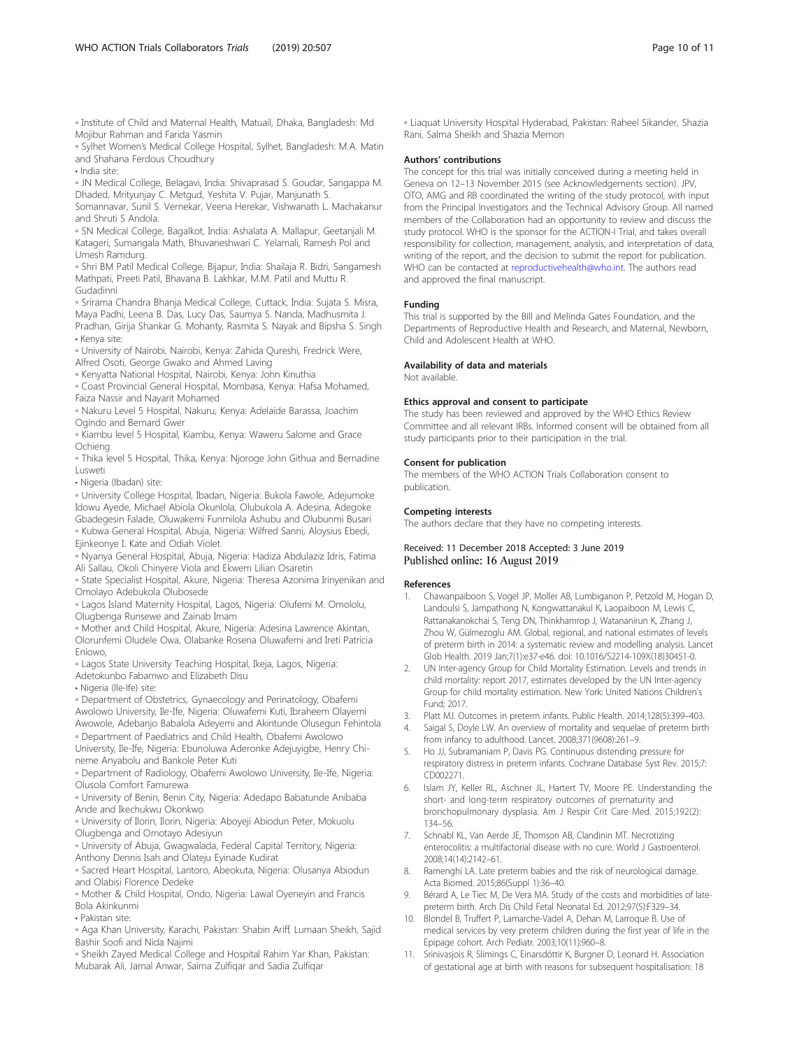◦ Institute of Child and Maternal Health, Matuail, Dhaka, Bangladesh: Md Mojibur Rahman and Farida Yasmin

◦ Sylhet Women's Medical College Hospital, Sylhet, Bangladesh: M.A. Matin and Shahana Ferdous Choudhury

• India site:

◦ JN Medical College, Belagavi, India: Shivaprasad S. Goudar, Sangappa M. Dhaded, Mrityunjay C. Metgud, Yeshita V. Pujar, Manjunath S. Somannavar, Sunil S. Vernekar, Veena Herekar, Vishwanath L. Machakanur and Shruti S Andola.

◦ SN Medical College, Bagalkot, India: Ashalata A. Mallapur, Geetanjali M. Katageri, Sumangala Math, Bhuvaneshwari C. Yelamali, Ramesh Pol and Umesh Ramdurg.

◦ Shri BM Patil Medical College, Bijapur, India: Shailaja R. Bidri, Sangamesh Mathpati, Preeti Patil, Bhavana B. Lakhkar, M.M. Patil and Muttu R. Gudadinni

◦ Srirama Chandra Bhanja Medical College, Cuttack, India: Sujata S. Misra, Maya Padhi, Leena B. Das, Lucy Das, Saumya S. Nanda, Madhusmita J. Pradhan, Girija Shankar G. Mohanty, Rasmita S. Nayak and Bipsha S. Singh

• Kenya site:

◦ University of Nairobi, Nairobi, Kenya: Zahida Qureshi, Fredrick Were, Alfred Osoti, George Gwako and Ahmed Laving

◦ Kenyatta National Hospital, Nairobi, Kenya: John Kinuthia

◦ Coast Provincial General Hospital, Mombasa, Kenya: Hafsa Mohamed, Faiza Nassir and Nayarit Mohamed

◦ Nakuru Level 5 Hospital, Nakuru, Kenya: Adelaide Barassa, Joachim Ogindo and Bernard Gwer

◦ Kiambu level 5 Hospital, Kiambu, Kenya: Waweru Salome and Grace Ochieng

◦ Thika level 5 Hospital, Thika, Kenya: Njoroge John Githua and Bernadine Lusweti

• Nigeria (Ibadan) site:

◦ University College Hospital, Ibadan, Nigeria: Bukola Fawole, Adejumoke Idowu Ayede, Michael Abiola Okunlola, Olubukola A. Adesina, Adegoke Gbadegesin Falade, Oluwakemi Funmilola Ashubu and Olubunmi Busari

◦ Kubwa General Hospital, Abuja, Nigeria: Wilfred Sanni, Aloysius Ebedi, Ejinkeonye I. Kate and Odiah Violet

◦ Nyanya General Hospital, Abuja, Nigeria: Hadiza Abdulaziz Idris, Fatima Ali Sallau, Okoli Chinyere Viola and Ekwem Lilian Osaretin

◦ State Specialist Hospital, Akure, Nigeria: Theresa Azonima Irinyenikan and Omolayo Adebukola Olubosede

◦ Lagos Island Maternity Hospital, Lagos, Nigeria: Olufemi M. Omololu, Olugbenga Runsewe and Zainab Imam

◦ Mother and Child Hospital, Akure, Nigeria: Adesina Lawrence Akintan, Olorunfemi Oludele Owa, Olabanke Rosena Oluwafemi and Ireti Patricia Eniowo,

◦ Lagos State University Teaching Hospital, Ikeja, Lagos, Nigeria: Adetokunbo Fabamwo and Elizabeth Disu

• Nigeria (Ile-Ife) site:

◦ Department of Obstetrics, Gynaecology and Perinatology, Obafemi Awolowo University, Ile-Ife, Nigeria: Oluwafemi Kuti, Ibraheem Olayemi Awowole, Adebanjo Babalola Adeyemi and Akintunde Olusegun Fehintola

◦ Department of Paediatrics and Child Health, Obafemi Awolowo University, Ile-Ife, Nigeria: Ebunoluwa Aderonke Adejuyigbe, Henry Chineme Anyabolu and Bankole Peter Kuti

◦ Department of Radiology, Obafemi Awolowo University, Ile-Ife, Nigeria: Olusola Comfort Famurewa

◦ University of Benin, Benin City, Nigeria: Adedapo Babatunde Anibaba Ande and Ikechukwu Okonkwo

◦ University of Ilorin, Ilorin, Nigeria: Aboyeji Abiodun Peter, Mokuolu Olugbenga and Omotayo Adesiyun

◦ University of Abuja, Gwagwalada, Federal Capital Territory, Nigeria: Anthony Dennis Isah and Olateju Eyinade Kudirat

◦ Sacred Heart Hospital, Lantoro, Abeokuta, Nigeria: Olusanya Abiodun and Olabisi Florence Dedeke

◦ Mother & Child Hospital, Ondo, Nigeria: Lawal Oyeneyin and Francis Bola Akinkunmi

• Pakistan site:

◦ Aga Khan University, Karachi, Pakistan: Shabin Ariff, Lumaan Sheikh, Sajid Bashir Soofi and Nida Najimi

◦ Sheikh Zayed Medical College and Hospital Rahim Yar Khan, Pakistan: Mubarak Ali, Jamal Anwar, Saima Zulfiqar and Sadia Zulfiqar

◦ Liaquat University Hospital Hyderabad, Pakistan: Raheel Sikander, Shazia Rani, Salma Sheikh and Shazia Memon

#### Authors' contributions

The concept for this trial was initially conceived during a meeting held in Geneva on 12–13 November 2015 (see Acknowledgements section). JPV, OTO, AMG and RB coordinated the writing of the study protocol, with input from the Principal Investigators and the Technical Advisory Group. All named members of the Collaboration had an opportunity to review and discuss the study protocol. WHO is the sponsor for the ACTION-I Trial, and takes overall responsibility for collection, management, analysis, and interpretation of data, writing of the report, and the decision to submit the report for publication. WHO can be contacted at reproductivehealth@who.int. The authors read and approved the final manuscript.

#### Funding

This trial is supported by the Bill and Melinda Gates Foundation, and the Departments of Reproductive Health and Research, and Maternal, Newborn, Child and Adolescent Health at WHO.

#### Availability of data and materials

Not available.

#### Ethics approval and consent to participate

The study has been reviewed and approved by the WHO Ethics Review Committee and all relevant IRBs. Informed consent will be obtained from all study participants prior to their participation in the trial.

#### Consent for publication

The members of the WHO ACTION Trials Collaboration consent to publication.

#### Competing interests

The authors declare that they have no competing interests.

Received: 11 December 2018 Accepted: 3 June 2019
Published online: 16 August 2019

#### References

1. Chawanpaiboon S, Vogel JP, Moller AB, Lumbiganon P, Petzold M, Hogan D, Landoulsi S, Jampathong N, Kongwattanakul K, Laopaiboon M, Lewis C, Rattanakanokchai S, Teng DN, Thinkhamrop J, Watananirun K, Zhang J, Zhou W, Gülmezoglu AM. Global, regional, and national estimates of levels of preterm birth in 2014: a systematic review and modelling analysis. Lancet Glob Health. 2019 Jan;7(1):e37-e46. doi: 10.1016/S2214-109X(18)30451-0.
2. UN Inter-agency Group for Child Mortality Estimation. Levels and trends in child mortality: report 2017, estimates developed by the UN Inter-agency Group for child mortality estimation. New York: United Nations Children's Fund; 2017.
3. Platt MJ. Outcomes in preterm infants. Public Health. 2014;128(5):399–403.
4. Saigal S, Doyle LW. An overview of mortality and sequelae of preterm birth from infancy to adulthood. Lancet. 2008;371(9608):261–9.
5. Ho JJ, Subramaniam P, Davis PG. Continuous distending pressure for respiratory distress in preterm infants. Cochrane Database Syst Rev. 2015;7: CD002271.
6. Islam JY, Keller RL, Aschner JL, Hartert TV, Moore PE. Understanding the short- and long-term respiratory outcomes of prematurity and bronchopulmonary dysplasia. Am J Respir Crit Care Med. 2015;192(2): 134–56.
7. Schnabl KL, Van Aerde JE, Thomson AB, Clandinin MT. Necrotizing enterocolitis: a multifactorial disease with no cure. World J Gastroenterol. 2008;14(14):2142–61.
8. Ramenghi LA. Late preterm babies and the risk of neurological damage. Acta Biomed. 2015;86(Suppl 1):36–40.
9. Bérard A, Le Tiec M, De Vera MA. Study of the costs and morbidities of late-preterm birth. Arch Dis Child Fetal Neonatal Ed. 2012;97(5):F329–34.
10. Blondel B, Truffert P, Lamarche-Vadel A, Dehan M, Larroque B. Use of medical services by very preterm children during the first year of life in the Epipage cohort. Arch Pediatr. 2003;10(11):960–8.
11. Srinivasjois R, Slimings C, Einarsdóttir K, Burgner D, Leonard H. Association of gestational age at birth with reasons for subsequent hospitalisation: 18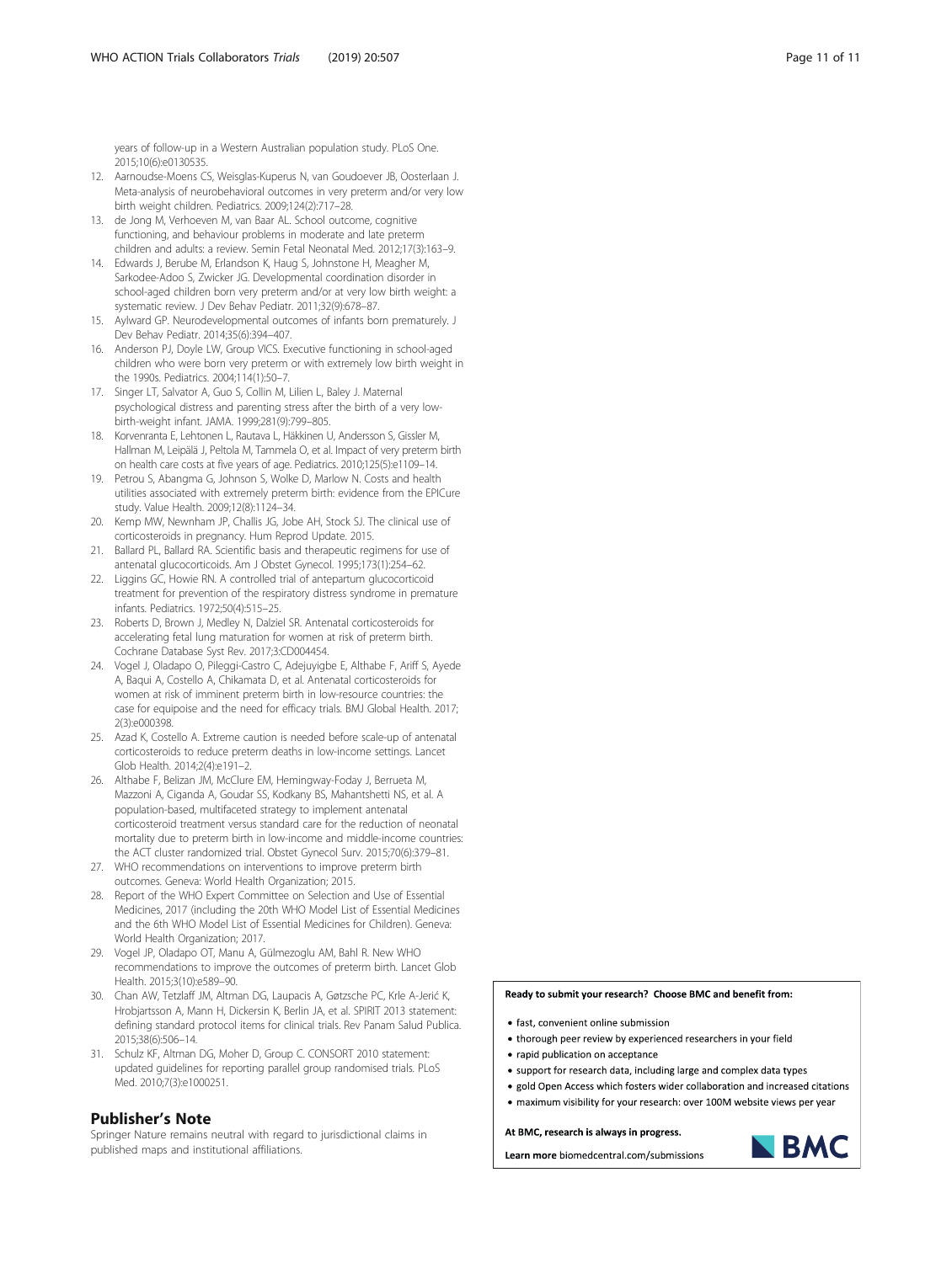years of follow-up in a Western Australian population study. PLoS One. 2015;10(6):e0130535.

12. Aarnoudse-Moens CS, Weisglas-Kuperus N, van Goudoever JB, Oosterlaan J. Meta-analysis of neurobehavioral outcomes in very preterm and/or very low birth weight children. Pediatrics. 2009;124(2):717–28.
13. de Jong M, Verhoeven M, van Baar AL. School outcome, cognitive functioning, and behaviour problems in moderate and late preterm children and adults: a review. Semin Fetal Neonatal Med. 2012;17(3):163–9.
14. Edwards J, Berube M, Erlandson K, Haug S, Johnstone H, Meagher M, Sarkodee-Adoo S, Zwicker JG. Developmental coordination disorder in school-aged children born very preterm and/or at very low birth weight: a systematic review. J Dev Behav Pediatr. 2011;32(9):678–87.
15. Aylward GP. Neurodevelopmental outcomes of infants born prematurely. J Dev Behav Pediatr. 2014;35(6):394–407.
16. Anderson PJ, Doyle LW, Group VICS. Executive functioning in school-aged children who were born very preterm or with extremely low birth weight in the 1990s. Pediatrics. 2004;114(1):50–7.
17. Singer LT, Salvator A, Guo S, Collin M, Lilien L, Baley J. Maternal psychological distress and parenting stress after the birth of a very low-birth-weight infant. JAMA. 1999;281(9):799–805.
18. Korvenranta E, Lehtonen L, Rautava L, Häkkinen U, Andersson S, Gissler M, Hallman M, Leipälä J, Peltola M, Tammela O, et al. Impact of very preterm birth on health care costs at five years of age. Pediatrics. 2010;125(5):e1109–14.
19. Petrou S, Abangma G, Johnson S, Wolke D, Marlow N. Costs and health utilities associated with extremely preterm birth: evidence from the EPICure study. Value Health. 2009;12(8):1124–34.
20. Kemp MW, Newnham JP, Challis JG, Jobe AH, Stock SJ. The clinical use of corticosteroids in pregnancy. Hum Reprod Update. 2015.
21. Ballard PL, Ballard RA. Scientific basis and therapeutic regimens for use of antenatal glucocorticoids. Am J Obstet Gynecol. 1995;173(1):254–62.
22. Liggins GC, Howie RN. A controlled trial of antepartum glucocorticoid treatment for prevention of the respiratory distress syndrome in premature infants. Pediatrics. 1972;50(4):515–25.
23. Roberts D, Brown J, Medley N, Dalziel SR. Antenatal corticosteroids for accelerating fetal lung maturation for women at risk of preterm birth. Cochrane Database Syst Rev. 2017;3:CD004454.
24. Vogel J, Oladapo O, Pileggi-Castro C, Adejuyigbe E, Althabe F, Ariff S, Ayede A, Baqui A, Costello A, Chikamata D, et al. Antenatal corticosteroids for women at risk of imminent preterm birth in low-resource countries: the case for equipoise and the need for efficacy trials. BMJ Global Health. 2017; 2(3):e000398.
25. Azad K, Costello A. Extreme caution is needed before scale-up of antenatal corticosteroids to reduce preterm deaths in low-income settings. Lancet Glob Health. 2014;2(4):e191–2.
26. Althabe F, Belizan JM, McClure EM, Hemingway-Foday J, Berrueta M, Mazzoni A, Ciganda A, Goudar SS, Kodkany BS, Mahantshetti NS, et al. A population-based, multifaceted strategy to implement antenatal corticosteroid treatment versus standard care for the reduction of neonatal mortality due to preterm birth in low-income and middle-income countries: the ACT cluster randomized trial. Obstet Gynecol Surv. 2015;70(6):379–81.
27. WHO recommendations on interventions to improve preterm birth outcomes. Geneva: World Health Organization; 2015.
28. Report of the WHO Expert Committee on Selection and Use of Essential Medicines, 2017 (including the 20th WHO Model List of Essential Medicines and the 6th WHO Model List of Essential Medicines for Children). Geneva: World Health Organization; 2017.
29. Vogel JP, Oladapo OT, Manu A, Gülmezoglu AM, Bahl R. New WHO recommendations to improve the outcomes of preterm birth. Lancet Glob Health. 2015;3(10):e589–90.
30. Chan AW, Tetzlaff JM, Altman DG, Laupacis A, Gøtzsche PC, Krle A-Jerić K, Hrobjartsson A, Mann H, Dickersin K, Berlin JA, et al. SPIRIT 2013 statement: defining standard protocol items for clinical trials. Rev Panam Salud Publica. 2015;38(6):506–14.
31. Schulz KF, Altman DG, Moher D, Group C. CONSORT 2010 statement: updated guidelines for reporting parallel group randomised trials. PLoS Med. 2010;7(3):e1000251.

## Publisher's Note

Springer Nature remains neutral with regard to jurisdictional claims in published maps and institutional affiliations.

**Ready to submit your research? Choose BMC and benefit from:**

- fast, convenient online submission
- thorough peer review by experienced researchers in your field
- rapid publication on acceptance
- support for research data, including large and complex data types
- gold Open Access which fosters wider collaboration and increased citations
- maximum visibility for your research: over 100M website views per year

**At BMC, research is always in progress.**

**Learn more** biomedcentral.com/submissions

BMC